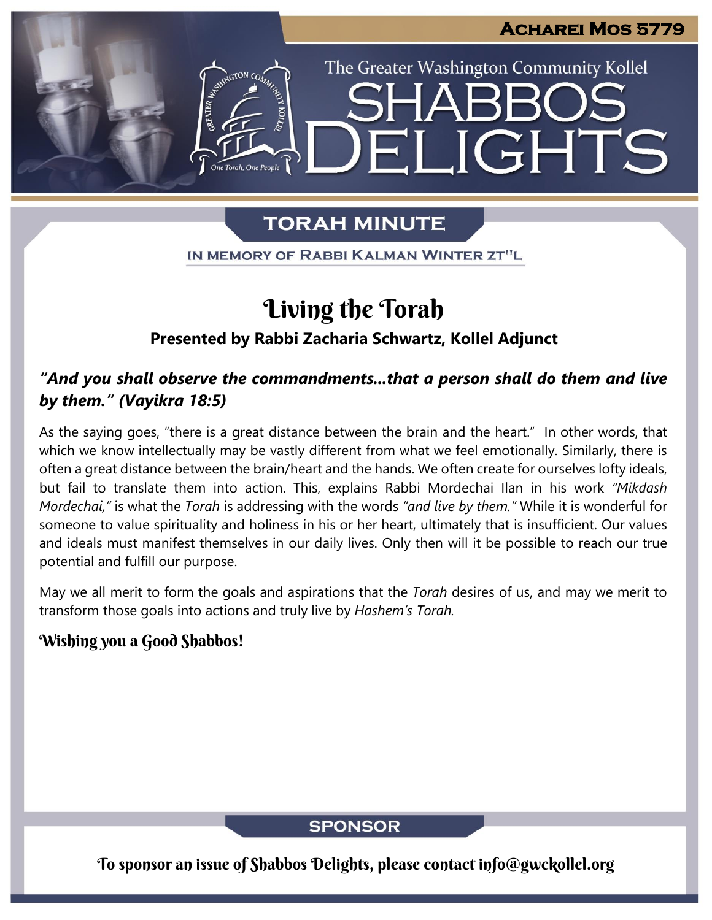Acharei Mos 5779

The Greater Washington Community Kollel

# SHABBOS DELIGHTS

## TORAH MINUTE

IN MEMORY OF RABBI KALMAN WINTER ZT"L

# Living the Torah

**Presented by Rabbi Zacharia Schwartz, Kollel Adjunct**

***"And you shall observe the commandments...that a person shall do them and live by them." (Vayikra 18:5)***

As the saying goes, "there is a great distance between the brain and the heart." In other words, that which we know intellectually may be vastly different from what we feel emotionally. Similarly, there is often a great distance between the brain/heart and the hands. We often create for ourselves lofty ideals, but fail to translate them into action. This, explains Rabbi Mordechai Ilan in his work *"Mikdash Mordechai,"* is what the *Torah* is addressing with the words *"and live by them."* While it is wonderful for someone to value spirituality and holiness in his or her heart, ultimately that is insufficient. Our values and ideals must manifest themselves in our daily lives. Only then will it be possible to reach our true potential and fulfill our purpose.

May we all merit to form the goals and aspirations that the *Torah* desires of us, and may we merit to transform those goals into actions and truly live by *Hashem's Torah.*

**Wishing you a Good Shabbos!**

## SPONSOR

To sponsor an issue of Shabbos Delights, please contact info@gwckollel.org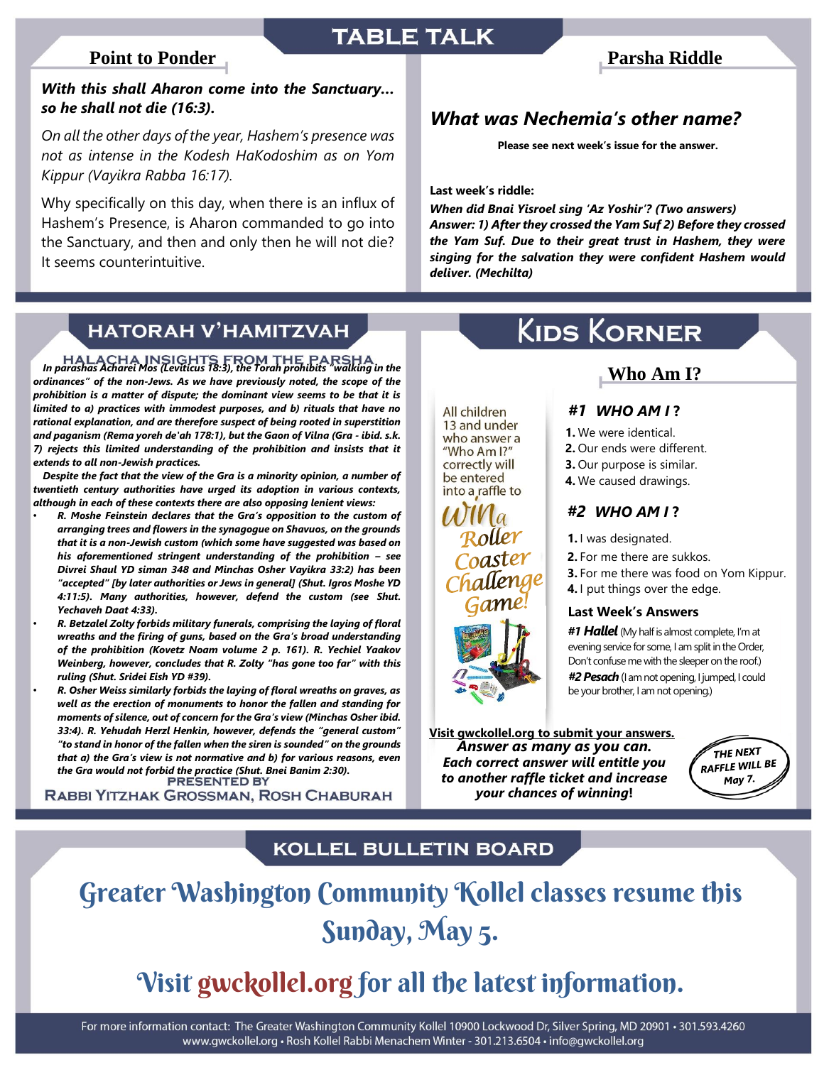# TABLE TALK

## Point to Ponder

***With this shall Aharon come into the Sanctuary... so he shall not die (16:3).***

*On all the other days of the year, Hashem's presence was not as intense in the Kodesh HaKodoshim as on Yom Kippur (Vayikra Rabba 16:17).*

Why specifically on this day, when there is an influx of Hashem's Presence, is Aharon commanded to go into the Sanctuary, and then and only then he will not die? It seems counterintuitive.

## Parsha Riddle

***What was Nechemia's other name?***

**Please see next week's issue for the answer.**

**Last week's riddle:**

***When did Bnai Yisroel sing 'Az Yoshir'? (Two answers)***
***Answer: 1) After they crossed the Yam Suf 2) Before they crossed the Yam Suf. Due to their great trust in Hashem, they were singing for the salvation they were confident Hashem would deliver. (Mechilta)***

# HATORAH V'HAMITZVAH

## HALACHA INSIGHTS FROM THE PARSHA

***In parashas Acharei Mos (Leviticus 18:3), the Torah prohibits "walking in the ordinances" of the non-Jews. As we have previously noted, the scope of the prohibition is a matter of dispute; the dominant view seems to be that it is limited to a) practices with immodest purposes, and b) rituals that have no rational explanation, and are therefore suspect of being rooted in superstition and paganism (Rema yoreh de'ah 178:1), but the Gaon of Vilna (Gra - ibid. s.k. 7) rejects this limited understanding of the prohibition and insists that it extends to all non-Jewish practices.***

***Despite the fact that the view of the Gra is a minority opinion, a number of twentieth century authorities have urged its adoption in various contexts, although in each of these contexts there are also opposing lenient views:***

- ***R. Moshe Feinstein declares that the Gra's opposition to the custom of arranging trees and flowers in the synagogue on Shavuos, on the grounds that it is a non-Jewish custom (which some have suggested was based on his aforementioned stringent understanding of the prohibition – see Divrei Shaul YD siman 348 and Minchas Osher Vayikra 33:2) has been "accepted" [by later authorities or Jews in general] (Shut. Igros Moshe YD 4:11:5). Many authorities, however, defend the custom (see Shut. Yechaveh Daat 4:33).***
- ***R. Betzalel Zolty forbids military funerals, comprising the laying of floral wreaths and the firing of guns, based on the Gra's broad understanding of the prohibition (Kovetz Noam volume 2 p. 161). R. Yechiel Yaakov Weinberg, however, concludes that R. Zolty "has gone too far" with this ruling (Shut. Sridei Eish YD #39).***
- ***R. Osher Weiss similarly forbids the laying of floral wreaths on graves, as well as the erection of monuments to honor the fallen and standing for moments of silence, out of concern for the Gra's view (Minchas Osher ibid. 33:4). R. Yehudah Herzl Henkin, however, defends the "general custom" "to stand in honor of the fallen when the siren is sounded" on the grounds that a) the Gra's view is not normative and b) for various reasons, even the Gra would not forbid the practice (Shut. Bnei Banim 2:30).***

PRESENTED BY
RABBI YITZHAK GROSSMAN, ROSH CHABURAH

# KIDS KORNER

## Who Am I?

All children 13 and under who answer a "Who Am I?" correctly will be entered into a raffle to

**Win a Roller Coaster Challenge Game!**

### #1 WHO AM I ?

1. We were identical.
2. Our ends were different.
3. Our purpose is similar.
4. We caused drawings.

### #2 WHO AM I ?

1. I was designated.
2. For me there are sukkos.
3. For me there was food on Yom Kippur.
4. I put things over the edge.

### Last Week's Answers

***#1 Hallel*** (My half is almost complete, I'm at evening service for some, I am split in the Order, Don't confuse me with the sleeper on the roof.)

***#2 Pesach*** (I am not opening, I jumped, I could be your brother, I am not opening.)

**Visit gwckollel.org to submit your answers.**

***Answer as many as you can. Each correct answer will entitle you to another raffle ticket and increase your chances of winning!***

***THE NEXT RAFFLE WILL BE May 7.***

# KOLLEL BULLETIN BOARD

## Greater Washington Community Kollel classes resume this Sunday, May 5.

## Visit gwckollel.org for all the latest information.

For more information contact: The Greater Washington Community Kollel 10900 Lockwood Dr, Silver Spring, MD 20901 • 301.593.4260
www.gwckollel.org • Rosh Kollel Rabbi Menachem Winter - 301.213.6504 • info@gwckollel.org